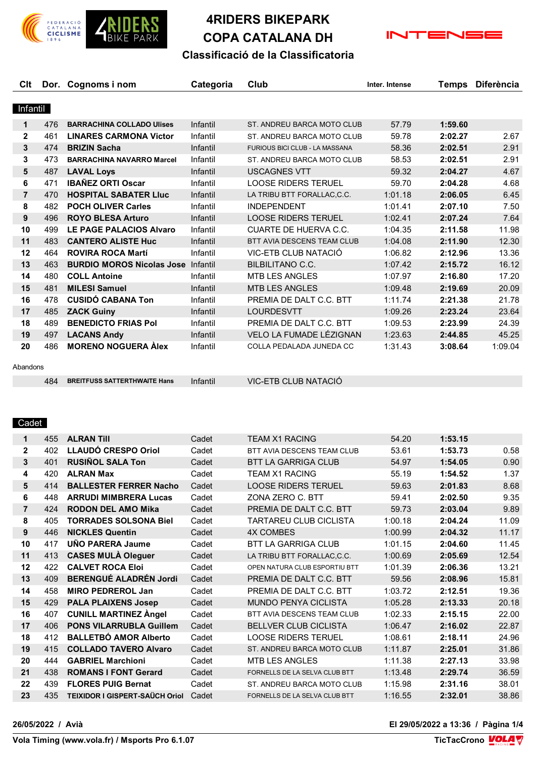# 4RIDERS BIKEPARK
# COPA CATALANA DH
## Classificació de la Classificatoria

### Infantil

| Clt | Dor. | Cognoms i nom | Categoria | Club | Inter. Intense | Temps | Diferència |
|---|---|---|---|---|---|---|---|
| 1 | 476 | **BARRACHINA COLLADO Ulises** | Infantil | ST. ANDREU BARCA MOTO CLUB | 57.79 | **1:59.60** | |
| 2 | 461 | **LINARES CARMONA Victor** | Infantil | ST. ANDREU BARCA MOTO CLUB | 59.78 | **2:02.27** | 2.67 |
| 3 | 474 | **BRIZIN Sacha** | Infantil | FURIOUS BICI CLUB - LA MASSANA | 58.36 | **2:02.51** | 2.91 |
| 3 | 473 | **BARRACHINA NAVARRO Marcel** | Infantil | ST. ANDREU BARCA MOTO CLUB | 58.53 | **2:02.51** | 2.91 |
| 5 | 487 | **LAVAL Loys** | Infantil | USCAGNES VTT | 59.32 | **2:04.27** | 4.67 |
| 6 | 471 | **IBAÑEZ ORTI Oscar** | Infantil | LOOSE RIDERS TERUEL | 59.70 | **2:04.28** | 4.68 |
| 7 | 470 | **HOSPITAL SABATER Lluc** | Infantil | LA TRIBU BTT FORALLAC,C.C. | 1:01.18 | **2:06.05** | 6.45 |
| 8 | 482 | **POCH OLIVER Carles** | Infantil | INDEPENDENT | 1:01.41 | **2:07.10** | 7.50 |
| 9 | 496 | **ROYO BLESA Arturo** | Infantil | LOOSE RIDERS TERUEL | 1:02.41 | **2:07.24** | 7.64 |
| 10 | 499 | **LE PAGE PALACIOS Alvaro** | Infantil | CUARTE DE HUERVA C.C. | 1:04.35 | **2:11.58** | 11.98 |
| 11 | 483 | **CANTERO ALISTE Huc** | Infantil | BTT AVIA DESCENS TEAM CLUB | 1:04.08 | **2:11.90** | 12.30 |
| 12 | 464 | **ROVIRA ROCA Martí** | Infantil | VIC-ETB CLUB NATACIÓ | 1:06.82 | **2:12.96** | 13.36 |
| 13 | 463 | **BURDIO MOROS Nicolas Jose** | Infantil | BILBILITANO C.C. | 1:07.42 | **2:15.72** | 16.12 |
| 14 | 480 | **COLL Antoine** | Infantil | MTB LES ANGLES | 1:07.97 | **2:16.80** | 17.20 |
| 15 | 481 | **MILESI Samuel** | Infantil | MTB LES ANGLES | 1:09.48 | **2:19.69** | 20.09 |
| 16 | 478 | **CUSIDÓ CABANA Ton** | Infantil | PREMIA DE DALT C.C. BTT | 1:11.74 | **2:21.38** | 21.78 |
| 17 | 485 | **ZACK Guiny** | Infantil | LOURDESVTT | 1:09.26 | **2:23.24** | 23.64 |
| 18 | 489 | **BENEDICTO FRIAS Pol** | Infantil | PREMIA DE DALT C.C. BTT | 1:09.53 | **2:23.99** | 24.39 |
| 19 | 497 | **LACANS Andy** | Infantil | VELO LA FUMADE LÉZIGNAN | 1:23.63 | **2:44.85** | 45.25 |
| 20 | 486 | **MORENO NOGUERA Àlex** | Infantil | COLLA PEDALADA JUNEDA CC | 1:31.43 | **3:08.64** | 1:09.04 |

Abandons

| Clt | Dor. | Cognoms i nom | Categoria | Club | Inter. Intense | Temps | Diferència |
|---|---|---|---|---|---|---|---|
| | 484 | **BREITFUSS SATTERTHWAITE Hans** | Infantil | VIC-ETB CLUB NATACIÓ | | | |

### Cadet

| Clt | Dor. | Cognoms i nom | Categoria | Club | Inter. Intense | Temps | Diferència |
|---|---|---|---|---|---|---|---|
| 1 | 455 | **ALRAN Till** | Cadet | TEAM X1 RACING | 54.20 | **1:53.15** | |
| 2 | 402 | **LLAUDÓ CRESPO Oriol** | Cadet | BTT AVIA DESCENS TEAM CLUB | 53.61 | **1:53.73** | 0.58 |
| 3 | 401 | **RUSIÑOL SALA Ton** | Cadet | BTT LA GARRIGA CLUB | 54.97 | **1:54.05** | 0.90 |
| 4 | 420 | **ALRAN Max** | Cadet | TEAM X1 RACING | 55.19 | **1:54.52** | 1.37 |
| 5 | 414 | **BALLESTER FERRER Nacho** | Cadet | LOOSE RIDERS TERUEL | 59.63 | **2:01.83** | 8.68 |
| 6 | 448 | **ARRUDI MIMBRERA Lucas** | Cadet | ZONA ZERO C. BTT | 59.41 | **2:02.50** | 9.35 |
| 7 | 424 | **RODON DEL AMO Mika** | Cadet | PREMIA DE DALT C.C. BTT | 59.73 | **2:03.04** | 9.89 |
| 8 | 405 | **TORRADES SOLSONA Biel** | Cadet | TARTAREU CLUB CICLISTA | 1:00.18 | **2:04.24** | 11.09 |
| 9 | 446 | **NICKLES Quentin** | Cadet | 4X COMBES | 1:00.99 | **2:04.32** | 11.17 |
| 10 | 417 | **UÑO PARERA Jaume** | Cadet | BTT LA GARRIGA CLUB | 1:01.15 | **2:04.60** | 11.45 |
| 11 | 413 | **CASES MULÀ Oleguer** | Cadet | LA TRIBU BTT FORALLAC,C.C. | 1:00.69 | **2:05.69** | 12.54 |
| 12 | 422 | **CALVET ROCA Eloi** | Cadet | OPEN NATURA CLUB ESPORTIU BTT | 1:01.39 | **2:06.36** | 13.21 |
| 13 | 409 | **BERENGUÉ ALADRÉN Jordi** | Cadet | PREMIA DE DALT C.C. BTT | 59.56 | **2:08.96** | 15.81 |
| 14 | 458 | **MIRO PEDREROL Jan** | Cadet | PREMIA DE DALT C.C. BTT | 1:03.72 | **2:12.51** | 19.36 |
| 15 | 429 | **PALA PLAIXENS Josep** | Cadet | MUNDO PENYA CICLISTA | 1:05.28 | **2:13.33** | 20.18 |
| 16 | 407 | **CUNILL MARTINEZ Àngel** | Cadet | BTT AVIA DESCENS TEAM CLUB | 1:02.33 | **2:15.15** | 22.00 |
| 17 | 406 | **PONS VILARRUBLA Guillem** | Cadet | BELLVER CLUB CICLISTA | 1:06.47 | **2:16.02** | 22.87 |
| 18 | 412 | **BALLETBÓ AMOR Alberto** | Cadet | LOOSE RIDERS TERUEL | 1:08.61 | **2:18.11** | 24.96 |
| 19 | 415 | **COLLADO TAVERO Alvaro** | Cadet | ST. ANDREU BARCA MOTO CLUB | 1:11.87 | **2:25.01** | 31.86 |
| 20 | 444 | **GABRIEL Marchioni** | Cadet | MTB LES ANGLES | 1:11.38 | **2:27.13** | 33.98 |
| 21 | 438 | **ROMANS I FONT Gerard** | Cadet | FORNELLS DE LA SELVA CLUB BTT | 1:13.48 | **2:29.74** | 36.59 |
| 22 | 439 | **FLORES PUIG Bernat** | Cadet | ST. ANDREU BARCA MOTO CLUB | 1:15.98 | **2:31.16** | 38.01 |
| 23 | 435 | **TEIXIDOR I GISPERT-SAÜCH Oriol** | Cadet | FORNELLS DE LA SELVA CLUB BTT | 1:16.55 | **2:32.01** | 38.86 |

**26/05/2022 / Avià** — **El 29/05/2022 a 13:36**

**Vola Timing (www.vola.fr) / Msports Pro 6.1.07** — **TicTacCrono**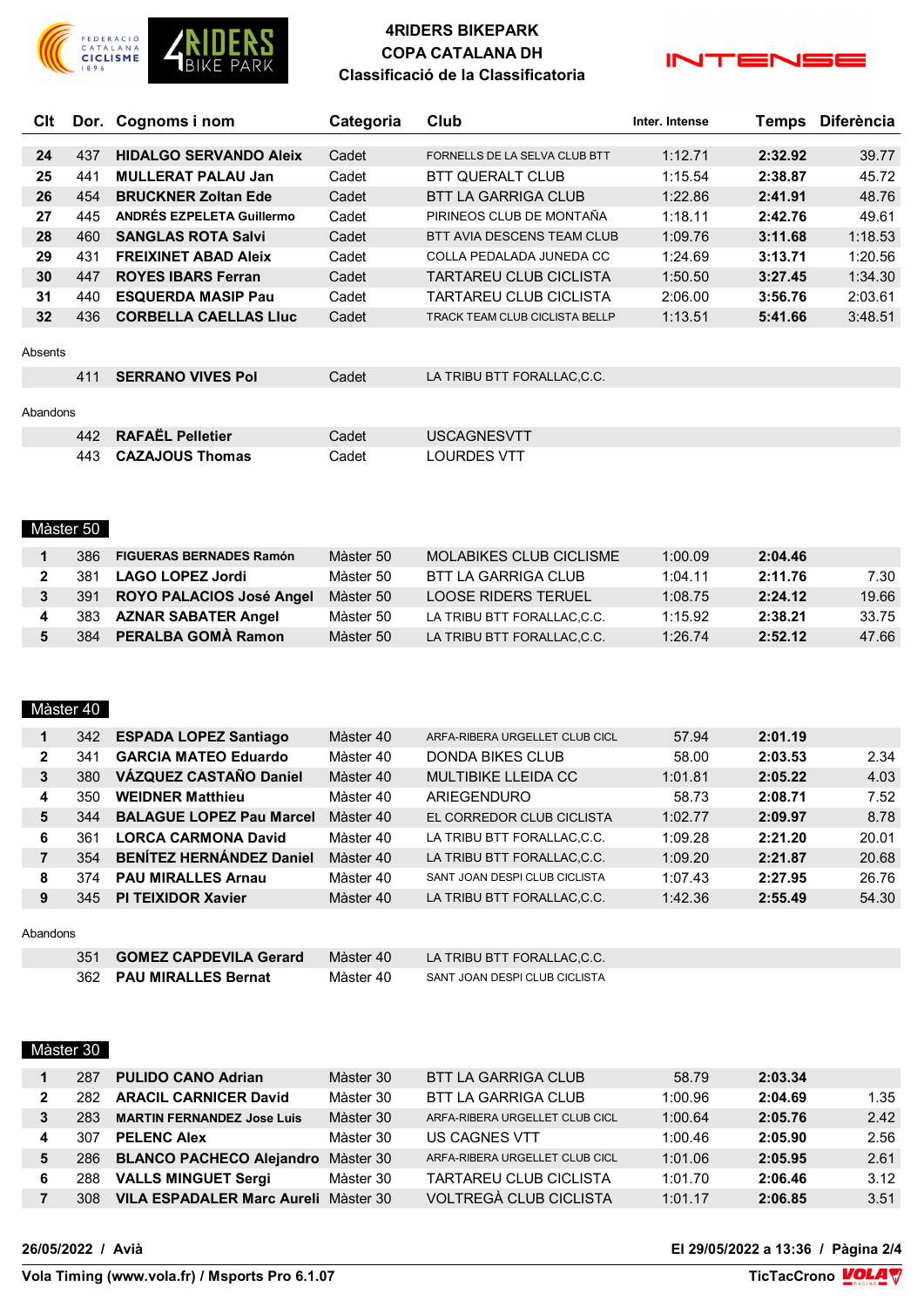# 4RIDERS BIKEPARK
## COPA CATALANA DH
### Classificació de la Classificatoria

| Clt | Dor. | Cognoms i nom | Categoria | Club | Inter. Intense | Temps | Diferència |
|---|---|---|---|---|---|---|---|
| 24 | 437 | **HIDALGO SERVANDO Aleix** | Cadet | FORNELLS DE LA SELVA CLUB BTT | 1:12.71 | **2:32.92** | 39.77 |
| 25 | 441 | **MULLERAT PALAU Jan** | Cadet | BTT QUERALT CLUB | 1:15.54 | **2:38.87** | 45.72 |
| 26 | 454 | **BRUCKNER Zoltan Ede** | Cadet | BTT LA GARRIGA CLUB | 1:22.86 | **2:41.91** | 48.76 |
| 27 | 445 | **ANDRÉS EZPELETA Guillermo** | Cadet | PIRINEOS CLUB DE MONTAÑA | 1:18.11 | **2:42.76** | 49.61 |
| 28 | 460 | **SANGLAS ROTA Salvi** | Cadet | BTT AVIA DESCENS TEAM CLUB | 1:09.76 | **3:11.68** | 1:18.53 |
| 29 | 431 | **FREIXINET ABAD Aleix** | Cadet | COLLA PEDALADA JUNEDA CC | 1:24.69 | **3:13.71** | 1:20.56 |
| 30 | 447 | **ROYES IBARS Ferran** | Cadet | TARTAREU CLUB CICLISTA | 1:50.50 | **3:27.45** | 1:34.30 |
| 31 | 440 | **ESQUERDA MASIP Pau** | Cadet | TARTAREU CLUB CICLISTA | 2:06.00 | **3:56.76** | 2:03.61 |
| 32 | 436 | **CORBELLA CAELLAS Lluc** | Cadet | TRACK TEAM CLUB CICLISTA BELLP | 1:13.51 | **5:41.66** | 3:48.51 |

Absents

| Dor. | Cognoms i nom | Categoria | Club |
|---|---|---|---|
| 411 | **SERRANO VIVES Pol** | Cadet | LA TRIBU BTT FORALLAC,C.C. |

Abandons

| Dor. | Cognoms i nom | Categoria | Club |
|---|---|---|---|
| 442 | **RAFAËL Pelletier** | Cadet | USCAGNESVTT |
| 443 | **CAZAJOUS Thomas** | Cadet | LOURDES VTT |

## Màster 50

| Clt | Dor. | Cognoms i nom | Categoria | Club | Inter. Intense | Temps | Diferència |
|---|---|---|---|---|---|---|---|
| 1 | 386 | **FIGUERAS BERNADES Ramón** | Màster 50 | MOLABIKES CLUB CICLISME | 1:00.09 | **2:04.46** | |
| 2 | 381 | **LAGO LOPEZ Jordi** | Màster 50 | BTT LA GARRIGA CLUB | 1:04.11 | **2:11.76** | 7.30 |
| 3 | 391 | **ROYO PALACIOS José Angel** | Màster 50 | LOOSE RIDERS TERUEL | 1:08.75 | **2:24.12** | 19.66 |
| 4 | 383 | **AZNAR SABATER Angel** | Màster 50 | LA TRIBU BTT FORALLAC,C.C. | 1:15.92 | **2:38.21** | 33.75 |
| 5 | 384 | **PERALBA GOMÀ Ramon** | Màster 50 | LA TRIBU BTT FORALLAC,C.C. | 1:26.74 | **2:52.12** | 47.66 |

## Màster 40

| Clt | Dor. | Cognoms i nom | Categoria | Club | Inter. Intense | Temps | Diferència |
|---|---|---|---|---|---|---|---|
| 1 | 342 | **ESPADA LOPEZ Santiago** | Màster 40 | ARFA-RIBERA URGELLET CLUB CICL | 57.94 | **2:01.19** | |
| 2 | 341 | **GARCIA MATEO Eduardo** | Màster 40 | DONDA BIKES CLUB | 58.00 | **2:03.53** | 2.34 |
| 3 | 380 | **VÁZQUEZ CASTAÑO Daniel** | Màster 40 | MULTIBIKE LLEIDA CC | 1:01.81 | **2:05.22** | 4.03 |
| 4 | 350 | **WEIDNER Matthieu** | Màster 40 | ARIEGENDURO | 58.73 | **2:08.71** | 7.52 |
| 5 | 344 | **BALAGUE LOPEZ Pau Marcel** | Màster 40 | EL CORREDOR CLUB CICLISTA | 1:02.77 | **2:09.97** | 8.78 |
| 6 | 361 | **LORCA CARMONA David** | Màster 40 | LA TRIBU BTT FORALLAC,C.C. | 1:09.28 | **2:21.20** | 20.01 |
| 7 | 354 | **BENÍTEZ HERNÁNDEZ Daniel** | Màster 40 | LA TRIBU BTT FORALLAC,C.C. | 1:09.20 | **2:21.87** | 20.68 |
| 8 | 374 | **PAU MIRALLES Arnau** | Màster 40 | SANT JOAN DESPI CLUB CICLISTA | 1:07.43 | **2:27.95** | 26.76 |
| 9 | 345 | **PI TEIXIDOR Xavier** | Màster 40 | LA TRIBU BTT FORALLAC,C.C. | 1:42.36 | **2:55.49** | 54.30 |

Abandons

| Dor. | Cognoms i nom | Categoria | Club |
|---|---|---|---|
| 351 | **GOMEZ CAPDEVILA Gerard** | Màster 40 | LA TRIBU BTT FORALLAC,C.C. |
| 362 | **PAU MIRALLES Bernat** | Màster 40 | SANT JOAN DESPI CLUB CICLISTA |

## Màster 30

| Clt | Dor. | Cognoms i nom | Categoria | Club | Inter. Intense | Temps | Diferència |
|---|---|---|---|---|---|---|---|
| 1 | 287 | **PULIDO CANO Adrian** | Màster 30 | BTT LA GARRIGA CLUB | 58.79 | **2:03.34** | |
| 2 | 282 | **ARACIL CARNICER David** | Màster 30 | BTT LA GARRIGA CLUB | 1:00.96 | **2:04.69** | 1.35 |
| 3 | 283 | **MARTIN FERNANDEZ Jose Luis** | Màster 30 | ARFA-RIBERA URGELLET CLUB CICL | 1:00.64 | **2:05.76** | 2.42 |
| 4 | 307 | **PELENC Alex** | Màster 30 | US CAGNES VTT | 1:00.46 | **2:05.90** | 2.56 |
| 5 | 286 | **BLANCO PACHECO Alejandro** | Màster 30 | ARFA-RIBERA URGELLET CLUB CICL | 1:01.06 | **2:05.95** | 2.61 |
| 6 | 288 | **VALLS MINGUET Sergi** | Màster 30 | TARTAREU CLUB CICLISTA | 1:01.70 | **2:06.46** | 3.12 |
| 7 | 308 | **VILA ESPADALER Marc Aureli** | Màster 30 | VOLTREGÀ CLUB CICLISTA | 1:01.17 | **2:06.85** | 3.51 |

**26/05/2022 / Avià** — **El 29/05/2022 a 13:36**

**Vola Timing (www.vola.fr) / Msports Pro 6.1.07** — **TicTacCrono**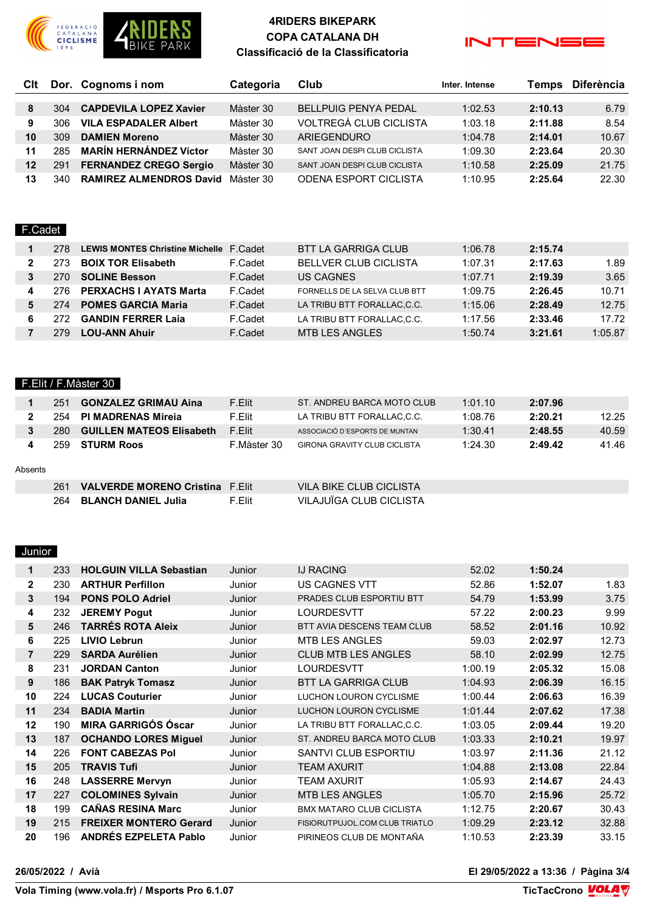# 4RIDERS BIKEPARK
## COPA CATALANA DH
### Classificació de la Classificatoria

| Clt | Dor. | Cognoms i nom | Categoria | Club | Inter. Intense | Temps | Diferència |
|---|---|---|---|---|---|---|---|
| **8** | 304 | **CAPDEVILA LOPEZ Xavier** | Màster 30 | BELLPUIG PENYA PEDAL | 1:02.53 | **2:10.13** | 6.79 |
| **9** | 306 | **VILA ESPADALER Albert** | Màster 30 | VOLTREGÀ CLUB CICLISTA | 1:03.18 | **2:11.88** | 8.54 |
| **10** | 309 | **DAMIEN Moreno** | Màster 30 | ARIEGENDURO | 1:04.78 | **2:14.01** | 10.67 |
| **11** | 285 | **MARÍN HERNÁNDEZ Víctor** | Màster 30 | SANT JOAN DESPI CLUB CICLISTA | 1:09.30 | **2:23.64** | 20.30 |
| **12** | 291 | **FERNANDEZ CREGO Sergio** | Màster 30 | SANT JOAN DESPI CLUB CICLISTA | 1:10.58 | **2:25.09** | 21.75 |
| **13** | 340 | **RAMIREZ ALMENDROS David** | Màster 30 | ODENA ESPORT CICLISTA | 1:10.95 | **2:25.64** | 22.30 |

**F.Cadet**

| Clt | Dor. | Cognoms i nom | Categoria | Club | Inter. Intense | Temps | Diferència |
|---|---|---|---|---|---|---|---|
| **1** | 278 | **LEWIS MONTES Christine Michelle** | F.Cadet | BTT LA GARRIGA CLUB | 1:06.78 | **2:15.74** | |
| **2** | 273 | **BOIX TOR Elisabeth** | F.Cadet | BELLVER CLUB CICLISTA | 1:07.31 | **2:17.63** | 1.89 |
| **3** | 270 | **SOLINE Besson** | F.Cadet | US CAGNES | 1:07.71 | **2:19.39** | 3.65 |
| **4** | 276 | **PERXACHS I AYATS Marta** | F.Cadet | FORNELLS DE LA SELVA CLUB BTT | 1:09.75 | **2:26.45** | 10.71 |
| **5** | 274 | **POMES GARCIA Maria** | F.Cadet | LA TRIBU BTT FORALLAC,C.C. | 1:15.06 | **2:28.49** | 12.75 |
| **6** | 272 | **GANDIN FERRER Laia** | F.Cadet | LA TRIBU BTT FORALLAC,C.C. | 1:17.56 | **2:33.46** | 17.72 |
| **7** | 279 | **LOU-ANN Ahuir** | F.Cadet | MTB LES ANGLES | 1:50.74 | **3:21.61** | 1:05.87 |

**F.Elit / F.Màster 30**

| Clt | Dor. | Cognoms i nom | Categoria | Club | Inter. Intense | Temps | Diferència |
|---|---|---|---|---|---|---|---|
| **1** | 251 | **GONZALEZ GRIMAU Aina** | F.Elit | ST. ANDREU BARCA MOTO CLUB | 1:01.10 | **2:07.96** | |
| **2** | 254 | **PI MADRENAS Mireia** | F.Elit | LA TRIBU BTT FORALLAC,C.C. | 1:08.76 | **2:20.21** | 12.25 |
| **3** | 280 | **GUILLEN MATEOS Elisabeth** | F.Elit | ASSOCIACIÓ D'ESPORTS DE MUNTAN | 1:30.41 | **2:48.55** | 40.59 |
| **4** | 259 | **STURM Roos** | F.Màster 30 | GIRONA GRAVITY CLUB CICLISTA | 1:24.30 | **2:49.42** | 41.46 |

Absents

| Dor. | Cognoms i nom | Categoria | Club |
|---|---|---|---|
| 261 | **VALVERDE MORENO Cristina** | F.Elit | VILA BIKE CLUB CICLISTA |
| 264 | **BLANCH DANIEL Julia** | F.Elit | VILAJUÏGA CLUB CICLISTA |

**Junior**

| Clt | Dor. | Cognoms i nom | Categoria | Club | Inter. Intense | Temps | Diferència |
|---|---|---|---|---|---|---|---|
| **1** | 233 | **HOLGUIN VILLA Sebastian** | Junior | IJ RACING | 52.02 | **1:50.24** | |
| **2** | 230 | **ARTHUR Perfillon** | Junior | US CAGNES VTT | 52.86 | **1:52.07** | 1.83 |
| **3** | 194 | **PONS POLO Adriel** | Junior | PRADES CLUB ESPORTIU BTT | 54.79 | **1:53.99** | 3.75 |
| **4** | 232 | **JEREMY Pogut** | Junior | LOURDESVTT | 57.22 | **2:00.23** | 9.99 |
| **5** | 246 | **TARRÉS ROTA Aleix** | Junior | BTT AVIA DESCENS TEAM CLUB | 58.52 | **2:01.16** | 10.92 |
| **6** | 225 | **LIVIO Lebrun** | Junior | MTB LES ANGLES | 59.03 | **2:02.97** | 12.73 |
| **7** | 229 | **SARDA Aurélien** | Junior | CLUB MTB LES ANGLES | 58.10 | **2:02.99** | 12.75 |
| **8** | 231 | **JORDAN Canton** | Junior | LOURDESVTT | 1:00.19 | **2:05.32** | 15.08 |
| **9** | 186 | **BAK Patryk Tomasz** | Junior | BTT LA GARRIGA CLUB | 1:04.93 | **2:06.39** | 16.15 |
| **10** | 224 | **LUCAS Couturier** | Junior | LUCHON LOURON CYCLISME | 1:00.44 | **2:06.63** | 16.39 |
| **11** | 234 | **BADIA Martin** | Junior | LUCHON LOURON CYCLISME | 1:01.44 | **2:07.62** | 17.38 |
| **12** | 190 | **MIRA GARRIGÓS Óscar** | Junior | LA TRIBU BTT FORALLAC,C.C. | 1:03.05 | **2:09.44** | 19.20 |
| **13** | 187 | **OCHANDO LORES Miguel** | Junior | ST. ANDREU BARCA MOTO CLUB | 1:03.33 | **2:10.21** | 19.97 |
| **14** | 226 | **FONT CABEZAS Pol** | Junior | SANTVI CLUB ESPORTIU | 1:03.97 | **2:11.36** | 21.12 |
| **15** | 205 | **TRAVIS Tufi** | Junior | TEAM AXURIT | 1:04.88 | **2:13.08** | 22.84 |
| **16** | 248 | **LASSERRE Mervyn** | Junior | TEAM AXURIT | 1:05.93 | **2:14.67** | 24.43 |
| **17** | 227 | **COLOMINES Sylvain** | Junior | MTB LES ANGLES | 1:05.70 | **2:15.96** | 25.72 |
| **18** | 199 | **CAÑAS RESINA Marc** | Junior | BMX MATARO CLUB CICLISTA | 1:12.75 | **2:20.67** | 30.43 |
| **19** | 215 | **FREIXER MONTERO Gerard** | Junior | FISIORUTPUJOL.COM CLUB TRIATLO | 1:09.29 | **2:23.12** | 32.88 |
| **20** | 196 | **ANDRÉS EZPELETA Pablo** | Junior | PIRINEOS CLUB DE MONTAÑA | 1:10.53 | **2:23.39** | 33.15 |

**26/05/2022 / Avià**

**El 29/05/2022 a 13:36**

**Vola Timing (www.vola.fr) / Msports Pro 6.1.07**

**TicTacCrono**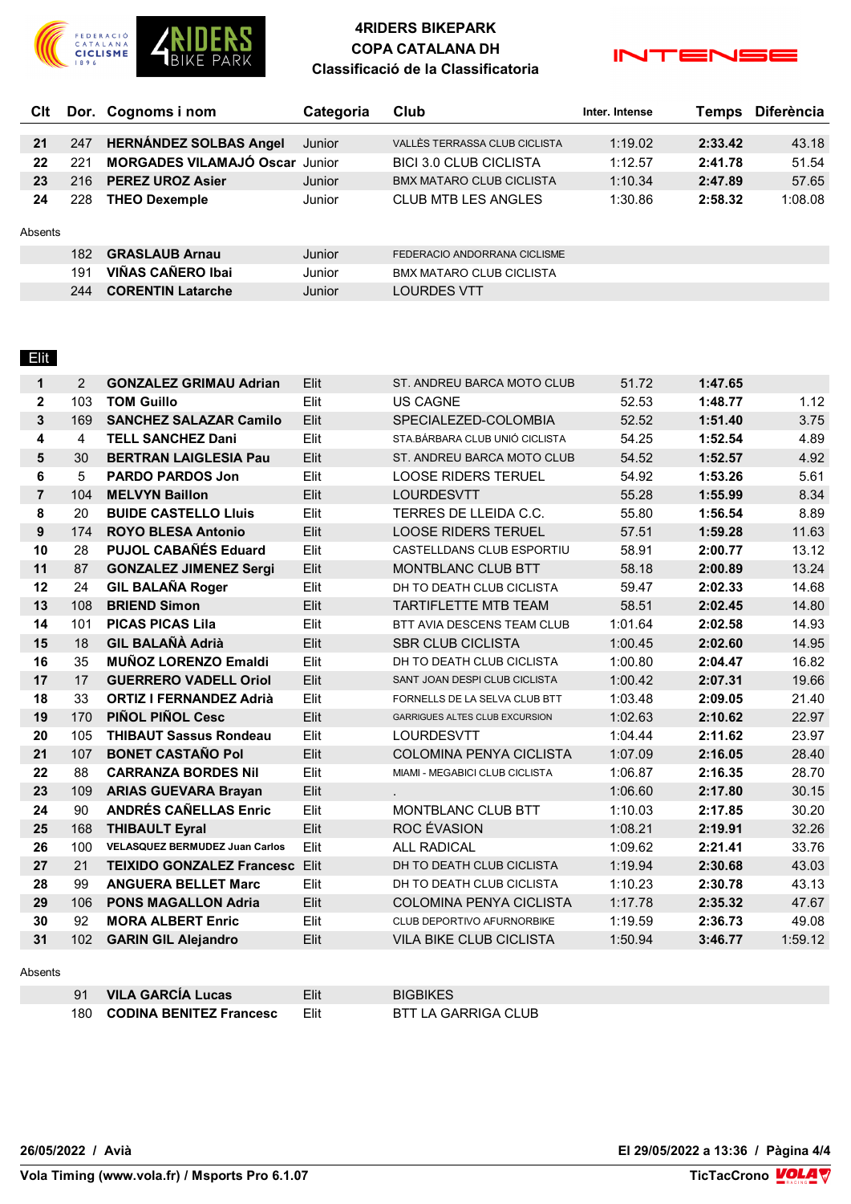# 4RIDERS BIKEPARK
## COPA CATALANA DH
### Classificació de la Classificatoria

| Clt | Dor. | Cognoms i nom | Categoria | Club | Inter. Intense | Temps | Diferència |
|---|---|---|---|---|---|---|---|
| 21 | 247 | **HERNÁNDEZ SOLBAS Angel** | Junior | VALLÈS TERRASSA CLUB CICLISTA | 1:19.02 | **2:33.42** | 43.18 |
| 22 | 221 | **MORGADES VILAMAJÓ Oscar** | Junior | BICI 3.0 CLUB CICLISTA | 1:12.57 | **2:41.78** | 51.54 |
| 23 | 216 | **PEREZ UROZ Asier** | Junior | BMX MATARO CLUB CICLISTA | 1:10.34 | **2:47.89** | 57.65 |
| 24 | 228 | **THEO Dexemple** | Junior | CLUB MTB LES ANGLES | 1:30.86 | **2:58.32** | 1:08.08 |

Absents

| Dor. | Cognoms i nom | Categoria | Club |
|---|---|---|---|
| 182 | **GRASLAUB Arnau** | Junior | FEDERACIO ANDORRANA CICLISME |
| 191 | **VIÑAS CAÑERO Ibai** | Junior | BMX MATARO CLUB CICLISTA |
| 244 | **CORENTIN Latarche** | Junior | LOURDES VTT |

## Elit

| Clt | Dor. | Cognoms i nom | Categoria | Club | Inter. Intense | Temps | Diferència |
|---|---|---|---|---|---|---|---|
| 1 | 2 | **GONZALEZ GRIMAU Adrian** | Elit | ST. ANDREU BARCA MOTO CLUB | 51.72 | **1:47.65** | |
| 2 | 103 | **TOM Guillo** | Elit | US CAGNE | 52.53 | **1:48.77** | 1.12 |
| 3 | 169 | **SANCHEZ SALAZAR Camilo** | Elit | SPECIALEZED-COLOMBIA | 52.52 | **1:51.40** | 3.75 |
| 4 | 4 | **TELL SANCHEZ Dani** | Elit | STA.BÀRBARA CLUB UNIÓ CICLISTA | 54.25 | **1:52.54** | 4.89 |
| 5 | 30 | **BERTRAN LAIGLESIA Pau** | Elit | ST. ANDREU BARCA MOTO CLUB | 54.52 | **1:52.57** | 4.92 |
| 6 | 5 | **PARDO PARDOS Jon** | Elit | LOOSE RIDERS TERUEL | 54.92 | **1:53.26** | 5.61 |
| 7 | 104 | **MELVYN Baillon** | Elit | LOURDESVTT | 55.28 | **1:55.99** | 8.34 |
| 8 | 20 | **BUIDE CASTELLO Lluis** | Elit | TERRES DE LLEIDA C.C. | 55.80 | **1:56.54** | 8.89 |
| 9 | 174 | **ROYO BLESA Antonio** | Elit | LOOSE RIDERS TERUEL | 57.51 | **1:59.28** | 11.63 |
| 10 | 28 | **PUJOL CABAÑÉS Eduard** | Elit | CASTELLDANS CLUB ESPORTIU | 58.91 | **2:00.77** | 13.12 |
| 11 | 87 | **GONZALEZ JIMENEZ Sergi** | Elit | MONTBLANC CLUB BTT | 58.18 | **2:00.89** | 13.24 |
| 12 | 24 | **GIL BALAÑA Roger** | Elit | DH TO DEATH CLUB CICLISTA | 59.47 | **2:02.33** | 14.68 |
| 13 | 108 | **BRIEND Simon** | Elit | TARTIFLETTE MTB TEAM | 58.51 | **2:02.45** | 14.80 |
| 14 | 101 | **PICAS PICAS Lila** | Elit | BTT AVIA DESCENS TEAM CLUB | 1:01.64 | **2:02.58** | 14.93 |
| 15 | 18 | **GIL BALAÑÀ Adrià** | Elit | SBR CLUB CICLISTA | 1:00.45 | **2:02.60** | 14.95 |
| 16 | 35 | **MUÑOZ LORENZO Emaldi** | Elit | DH TO DEATH CLUB CICLISTA | 1:00.80 | **2:04.47** | 16.82 |
| 17 | 17 | **GUERRERO VANDELL Oriol** | Elit | SANT JOAN DESPI CLUB CICLISTA | 1:00.42 | **2:07.31** | 19.66 |
| 18 | 33 | **ORTIZ I FERNANDEZ Adrià** | Elit | FORNELLS DE LA SELVA CLUB BTT | 1:03.48 | **2:09.05** | 21.40 |
| 19 | 170 | **PIÑOL PIÑOL Cesc** | Elit | GARRIGUES ALTES CLUB EXCURSION | 1:02.63 | **2:10.62** | 22.97 |
| 20 | 105 | **THIBAUT Sassus Rondeau** | Elit | LOURDESVTT | 1:04.44 | **2:11.62** | 23.97 |
| 21 | 107 | **BONET CASTAÑO Pol** | Elit | COLOMINA PENYA CICLISTA | 1:07.09 | **2:16.05** | 28.40 |
| 22 | 88 | **CARRANZA BORDES Nil** | Elit | MIAMI - MEGABICI CLUB CICLISTA | 1:06.87 | **2:16.35** | 28.70 |
| 23 | 109 | **ARIAS GUEVARA Brayan** | Elit | . | 1:06.60 | **2:17.80** | 30.15 |
| 24 | 90 | **ANDRÉS CAÑELLAS Enric** | Elit | MONTBLANC CLUB BTT | 1:10.03 | **2:17.85** | 30.20 |
| 25 | 168 | **THIBAULT Eyral** | Elit | ROC ÉVASION | 1:08.21 | **2:19.91** | 32.26 |
| 26 | 100 | **VELASQUEZ BERMUDEZ Juan Carlos** | Elit | ALL RADICAL | 1:09.62 | **2:21.41** | 33.76 |
| 27 | 21 | **TEIXIDO GONZALEZ Francesc** | Elit | DH TO DEATH CLUB CICLISTA | 1:19.94 | **2:30.68** | 43.03 |
| 28 | 99 | **ANGUERA BELLET Marc** | Elit | DH TO DEATH CLUB CICLISTA | 1:10.23 | **2:30.78** | 43.13 |
| 29 | 106 | **PONS MAGALLON Adria** | Elit | COLOMINA PENYA CICLISTA | 1:17.78 | **2:35.32** | 47.67 |
| 30 | 92 | **MORA ALBERT Enric** | Elit | CLUB DEPORTIVO AFURNORBIKE | 1:19.59 | **2:36.73** | 49.08 |
| 31 | 102 | **GARIN GIL Alejandro** | Elit | VILA BIKE CLUB CICLISTA | 1:50.94 | **3:46.77** | 1:59.12 |

Absents

| Dor. | Cognoms i nom | Categoria | Club |
|---|---|---|---|
| 91 | **VILA GARCÍA Lucas** | Elit | BIGBIKES |
| 180 | **CODINA BENITEZ Francesc** | Elit | BTT LA GARRIGA CLUB |

**26/05/2022 / Avià** — **El 29/05/2022 a 13:36**

**Vola Timing (www.vola.fr) / Msports Pro 6.1.07** — **TicTacCrono**